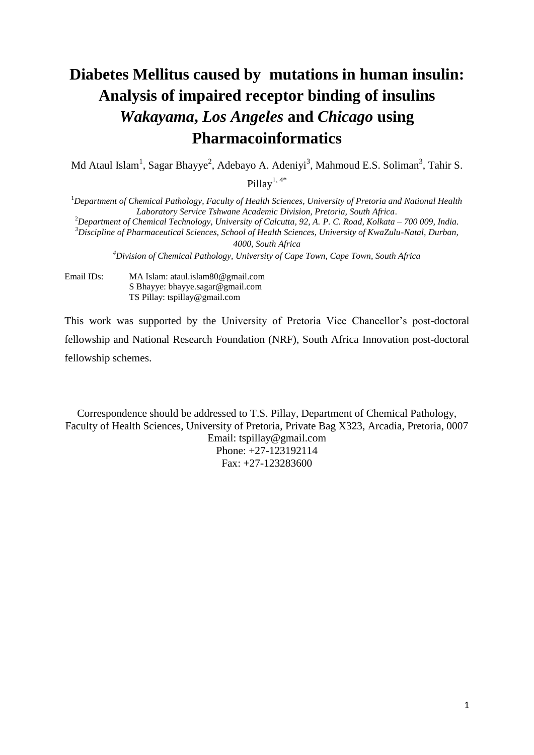# Diabetes Mellitus caused by mutations in human insulin: Analysis of impaired receptor binding of insulins *Wakayama*, *Los Angeles* and *Chicago* using Pharmacoinformatics

Md Ataul Islam[1], Sagar Bhayye[2], Adebayo A. Adeniyi[3], Mahmoud E.S. Soliman[3], Tahir S. Pillay[1, 4*]

[1]*Department of Chemical Pathology, Faculty of Health Sciences, University of Pretoria and National Health Laboratory Service Tshwane Academic Division, Pretoria, South Africa*.

[2]*Department of Chemical Technology, University of Calcutta, 92, A. P. C. Road, Kolkata – 700 009, India.*

[3]*Discipline of Pharmaceutical Sciences, School of Health Sciences, University of KwaZulu-Natal, Durban, 4000, South Africa*

[4]*Division of Chemical Pathology, University of Cape Town, Cape Town, South Africa*

Email IDs:
MA Islam: ataul.islam80@gmail.com
S Bhayye: bhayye.sagar@gmail.com
TS Pillay: tspillay@gmail.com

This work was supported by the University of Pretoria Vice Chancellor's post-doctoral fellowship and National Research Foundation (NRF), South Africa Innovation post-doctoral fellowship schemes.

Correspondence should be addressed to T.S. Pillay, Department of Chemical Pathology, Faculty of Health Sciences, University of Pretoria, Private Bag X323, Arcadia, Pretoria, 0007
Email: tspillay@gmail.com
Phone: +27-123192114
Fax: +27-123283600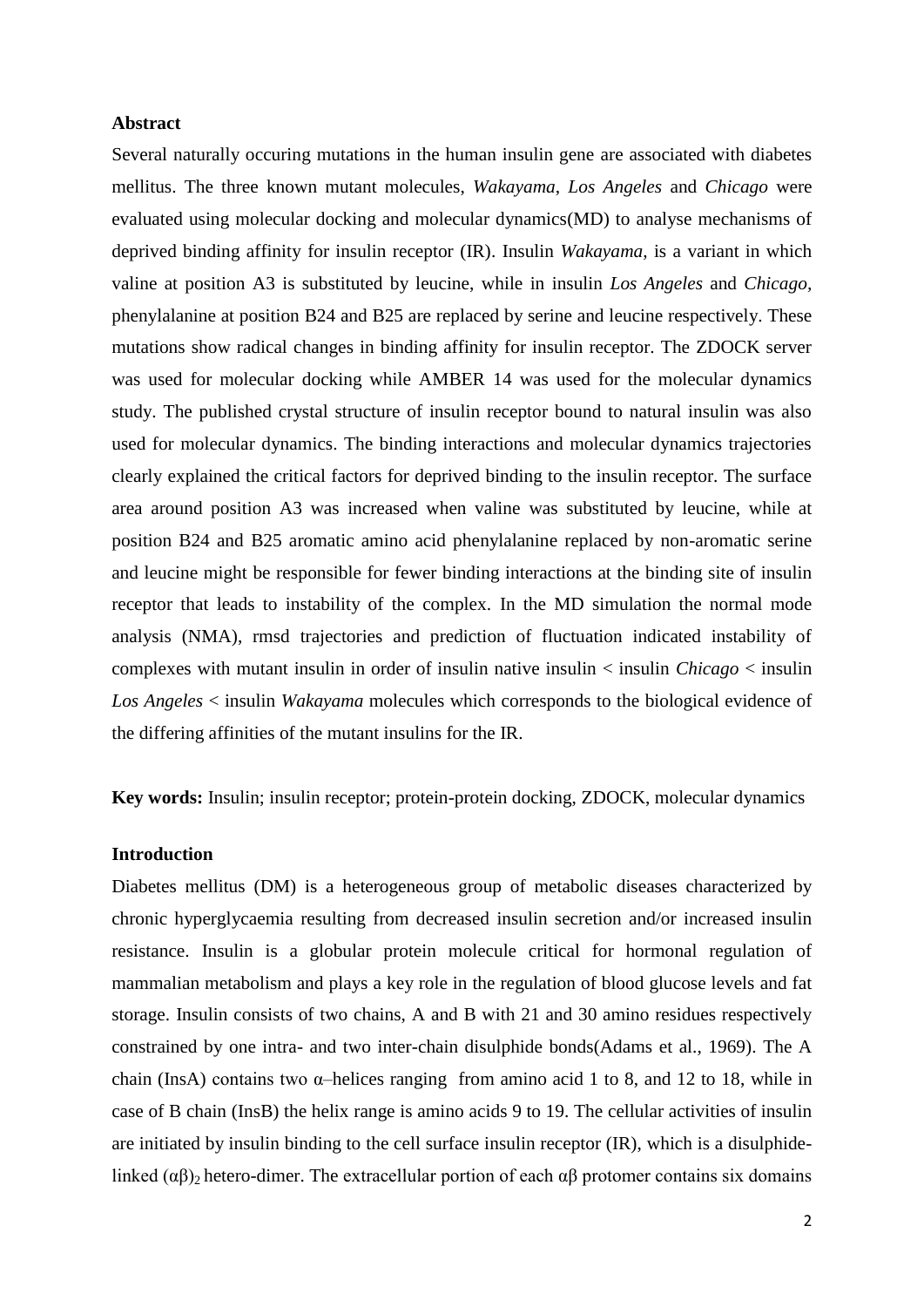**Abstract**

Several naturally occuring mutations in the human insulin gene are associated with diabetes mellitus. The three known mutant molecules, *Wakayama*, *Los Angeles* and *Chicago* were evaluated using molecular docking and molecular dynamics(MD) to analyse mechanisms of deprived binding affinity for insulin receptor (IR). Insulin *Wakayama*, is a variant in which valine at position A3 is substituted by leucine, while in insulin *Los Angeles* and *Chicago*, phenylalanine at position B24 and B25 are replaced by serine and leucine respectively. These mutations show radical changes in binding affinity for insulin receptor. The ZDOCK server was used for molecular docking while AMBER 14 was used for the molecular dynamics study. The published crystal structure of insulin receptor bound to natural insulin was also used for molecular dynamics. The binding interactions and molecular dynamics trajectories clearly explained the critical factors for deprived binding to the insulin receptor. The surface area around position A3 was increased when valine was substituted by leucine, while at position B24 and B25 aromatic amino acid phenylalanine replaced by non-aromatic serine and leucine might be responsible for fewer binding interactions at the binding site of insulin receptor that leads to instability of the complex. In the MD simulation the normal mode analysis (NMA), rmsd trajectories and prediction of fluctuation indicated instability of complexes with mutant insulin in order of insulin native insulin < insulin *Chicago* < insulin *Los Angeles* < insulin *Wakayama* molecules which corresponds to the biological evidence of the differing affinities of the mutant insulins for the IR.

**Key words:** Insulin; insulin receptor; protein-protein docking, ZDOCK, molecular dynamics

**Introduction**

Diabetes mellitus (DM) is a heterogeneous group of metabolic diseases characterized by chronic hyperglycaemia resulting from decreased insulin secretion and/or increased insulin resistance. Insulin is a globular protein molecule critical for hormonal regulation of mammalian metabolism and plays a key role in the regulation of blood glucose levels and fat storage. Insulin consists of two chains, A and B with 21 and 30 amino residues respectively constrained by one intra- and two inter-chain disulphide bonds(Adams et al., 1969). The A chain (InsA) contains two α–helices ranging from amino acid 1 to 8, and 12 to 18, while in case of B chain (InsB) the helix range is amino acids 9 to 19. The cellular activities of insulin are initiated by insulin binding to the cell surface insulin receptor (IR), which is a disulphide-linked $(\alpha\beta)_2$ hetero-dimer. The extracellular portion of each αβ protomer contains six domains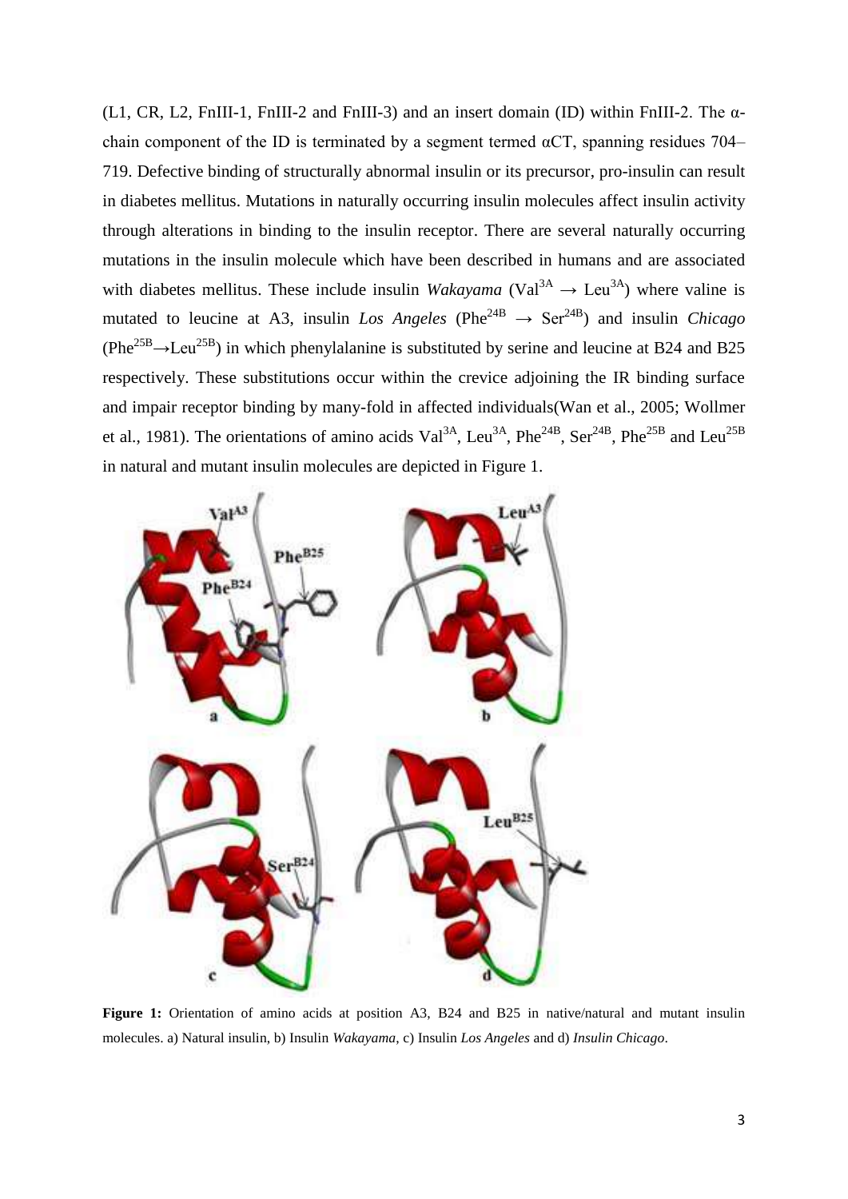(L1, CR, L2, FnIII-1, FnIII-2 and FnIII-3) and an insert domain (ID) within FnIII-2. The α-chain component of the ID is terminated by a segment termed αCT, spanning residues 704–719. Defective binding of structurally abnormal insulin or its precursor, pro-insulin can result in diabetes mellitus. Mutations in naturally occurring insulin molecules affect insulin activity through alterations in binding to the insulin receptor. There are several naturally occurring mutations in the insulin molecule which have been described in humans and are associated with diabetes mellitus. These include insulin *Wakayama* ($Val^{3A} \rightarrow Leu^{3A}$) where valine is mutated to leucine at A3, insulin *Los Angeles* ($Phe^{24B} \rightarrow Ser^{24B}$) and insulin *Chicago* ($Phe^{25B} \rightarrow Leu^{25B}$) in which phenylalanine is substituted by serine and leucine at B24 and B25 respectively. These substitutions occur within the crevice adjoining the IR binding surface and impair receptor binding by many-fold in affected individuals(Wan et al., 2005; Wollmer et al., 1981). The orientations of amino acids $Val^{3A}$, $Leu^{3A}$, $Phe^{24B}$, $Ser^{24B}$, $Phe^{25B}$ and $Leu^{25B}$ in natural and mutant insulin molecules are depicted in Figure 1.

**Figure 1:** Orientation of amino acids at position A3, B24 and B25 in native/natural and mutant insulin molecules. a) Natural insulin, b) Insulin *Wakayama*, c) Insulin *Los Angeles* and d) *Insulin Chicago*.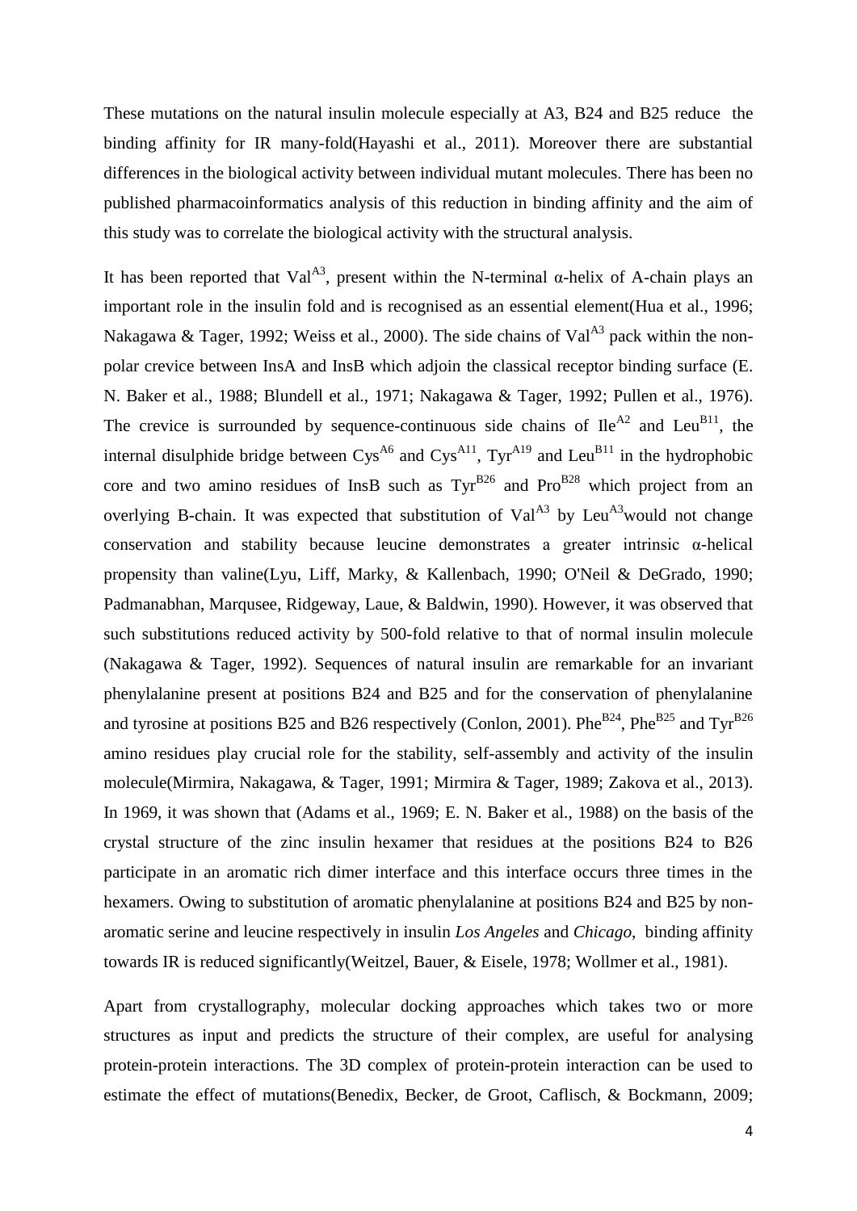These mutations on the natural insulin molecule especially at A3, B24 and B25 reduce the binding affinity for IR many-fold(Hayashi et al., 2011). Moreover there are substantial differences in the biological activity between individual mutant molecules. There has been no published pharmacoinformatics analysis of this reduction in binding affinity and the aim of this study was to correlate the biological activity with the structural analysis.

It has been reported that $Val^{A3}$, present within the N-terminal α-helix of A-chain plays an important role in the insulin fold and is recognised as an essential element(Hua et al., 1996; Nakagawa & Tager, 1992; Weiss et al., 2000). The side chains of $Val^{A3}$ pack within the non-polar crevice between InsA and InsB which adjoin the classical receptor binding surface (E. N. Baker et al., 1988; Blundell et al., 1971; Nakagawa & Tager, 1992; Pullen et al., 1976). The crevice is surrounded by sequence-continuous side chains of $Ile^{A2}$ and $Leu^{B11}$, the internal disulphide bridge between $Cys^{A6}$ and $Cys^{A11}$, $Tyr^{A19}$ and $Leu^{B11}$ in the hydrophobic core and two amino residues of InsB such as $Tyr^{B26}$ and $Pro^{B28}$ which project from an overlying B-chain. It was expected that substitution of $Val^{A3}$ by $Leu^{A3}$would not change conservation and stability because leucine demonstrates a greater intrinsic α-helical propensity than valine(Lyu, Liff, Marky, & Kallenbach, 1990; O'Neil & DeGrado, 1990; Padmanabhan, Marqusee, Ridgeway, Laue, & Baldwin, 1990). However, it was observed that such substitutions reduced activity by 500-fold relative to that of normal insulin molecule (Nakagawa & Tager, 1992). Sequences of natural insulin are remarkable for an invariant phenylalanine present at positions B24 and B25 and for the conservation of phenylalanine and tyrosine at positions B25 and B26 respectively (Conlon, 2001). $Phe^{B24}$, $Phe^{B25}$ and $Tyr^{B26}$ amino residues play crucial role for the stability, self-assembly and activity of the insulin molecule(Mirmira, Nakagawa, & Tager, 1991; Mirmira & Tager, 1989; Zakova et al., 2013). In 1969, it was shown that (Adams et al., 1969; E. N. Baker et al., 1988) on the basis of the crystal structure of the zinc insulin hexamer that residues at the positions B24 to B26 participate in an aromatic rich dimer interface and this interface occurs three times in the hexamers. Owing to substitution of aromatic phenylalanine at positions B24 and B25 by non-aromatic serine and leucine respectively in insulin *Los Angeles* and *Chicago*, binding affinity towards IR is reduced significantly(Weitzel, Bauer, & Eisele, 1978; Wollmer et al., 1981).

Apart from crystallography, molecular docking approaches which takes two or more structures as input and predicts the structure of their complex, are useful for analysing protein-protein interactions. The 3D complex of protein-protein interaction can be used to estimate the effect of mutations(Benedix, Becker, de Groot, Caflisch, & Bockmann, 2009;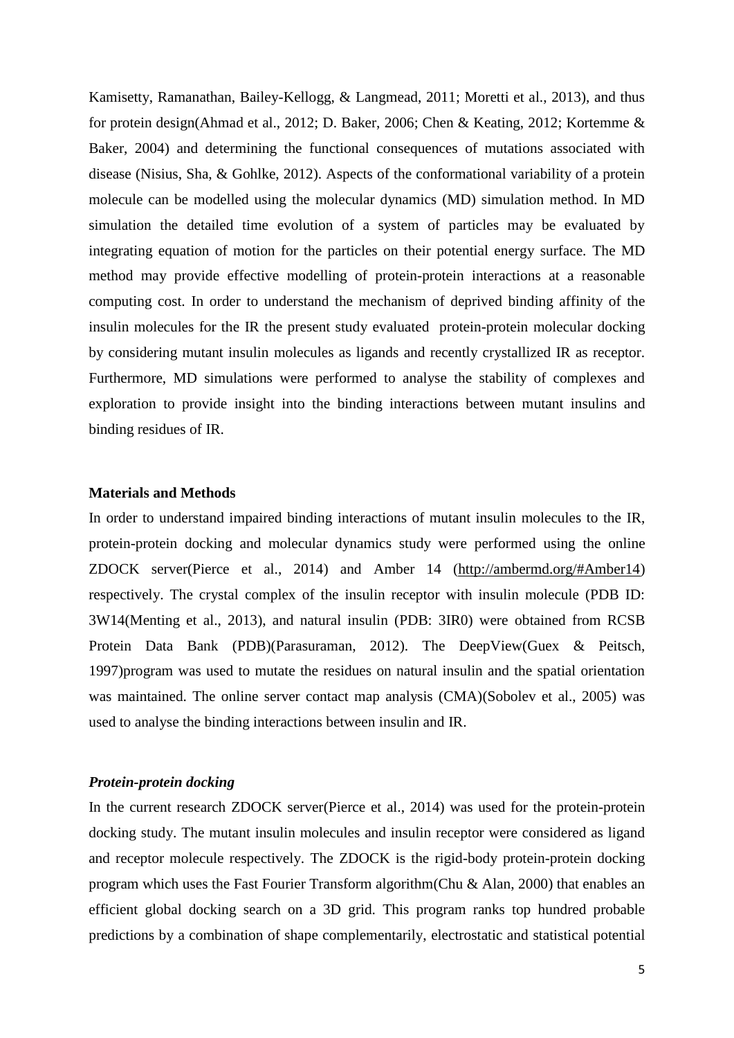Kamisetty, Ramanathan, Bailey-Kellogg, & Langmead, 2011; Moretti et al., 2013), and thus for protein design(Ahmad et al., 2012; D. Baker, 2006; Chen & Keating, 2012; Kortemme & Baker, 2004) and determining the functional consequences of mutations associated with disease (Nisius, Sha, & Gohlke, 2012). Aspects of the conformational variability of a protein molecule can be modelled using the molecular dynamics (MD) simulation method. In MD simulation the detailed time evolution of a system of particles may be evaluated by integrating equation of motion for the particles on their potential energy surface. The MD method may provide effective modelling of protein-protein interactions at a reasonable computing cost. In order to understand the mechanism of deprived binding affinity of the insulin molecules for the IR the present study evaluated protein-protein molecular docking by considering mutant insulin molecules as ligands and recently crystallized IR as receptor. Furthermore, MD simulations were performed to analyse the stability of complexes and exploration to provide insight into the binding interactions between mutant insulins and binding residues of IR.

## Materials and Methods

In order to understand impaired binding interactions of mutant insulin molecules to the IR, protein-protein docking and molecular dynamics study were performed using the online ZDOCK server(Pierce et al., 2014) and Amber 14 (http://ambermd.org/#Amber14) respectively. The crystal complex of the insulin receptor with insulin molecule (PDB ID: 3W14(Menting et al., 2013), and natural insulin (PDB: 3IR0) were obtained from RCSB Protein Data Bank (PDB)(Parasuraman, 2012). The DeepView(Guex & Peitsch, 1997)program was used to mutate the residues on natural insulin and the spatial orientation was maintained. The online server contact map analysis (CMA)(Sobolev et al., 2005) was used to analyse the binding interactions between insulin and IR.

### *Protein-protein docking*

In the current research ZDOCK server(Pierce et al., 2014) was used for the protein-protein docking study. The mutant insulin molecules and insulin receptor were considered as ligand and receptor molecule respectively. The ZDOCK is the rigid-body protein-protein docking program which uses the Fast Fourier Transform algorithm(Chu & Alan, 2000) that enables an efficient global docking search on a 3D grid. This program ranks top hundred probable predictions by a combination of shape complementarily, electrostatic and statistical potential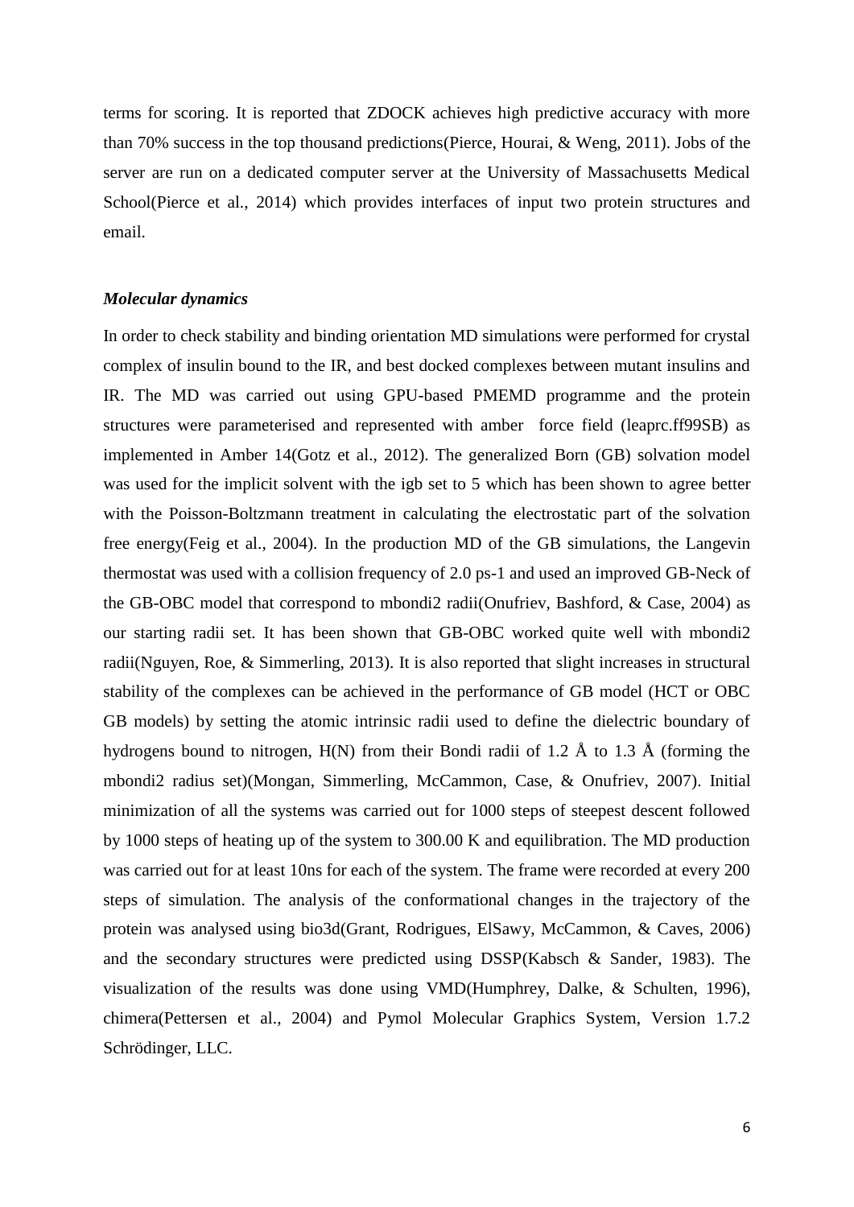terms for scoring. It is reported that ZDOCK achieves high predictive accuracy with more than 70% success in the top thousand predictions(Pierce, Hourai, & Weng, 2011). Jobs of the server are run on a dedicated computer server at the University of Massachusetts Medical School(Pierce et al., 2014) which provides interfaces of input two protein structures and email.

***Molecular dynamics***

In order to check stability and binding orientation MD simulations were performed for crystal complex of insulin bound to the IR, and best docked complexes between mutant insulins and IR. The MD was carried out using GPU-based PMEMD programme and the protein structures were parameterised and represented with amber force field (leaprc.ff99SB) as implemented in Amber 14(Gotz et al., 2012). The generalized Born (GB) solvation model was used for the implicit solvent with the igb set to 5 which has been shown to agree better with the Poisson-Boltzmann treatment in calculating the electrostatic part of the solvation free energy(Feig et al., 2004). In the production MD of the GB simulations, the Langevin thermostat was used with a collision frequency of 2.0 ps-1 and used an improved GB-Neck of the GB-OBC model that correspond to mbondi2 radii(Onufriev, Bashford, & Case, 2004) as our starting radii set. It has been shown that GB-OBC worked quite well with mbondi2 radii(Nguyen, Roe, & Simmerling, 2013). It is also reported that slight increases in structural stability of the complexes can be achieved in the performance of GB model (HCT or OBC GB models) by setting the atomic intrinsic radii used to define the dielectric boundary of hydrogens bound to nitrogen, H(N) from their Bondi radii of 1.2 Å to 1.3 Å (forming the mbondi2 radius set)(Mongan, Simmerling, McCammon, Case, & Onufriev, 2007). Initial minimization of all the systems was carried out for 1000 steps of steepest descent followed by 1000 steps of heating up of the system to 300.00 K and equilibration. The MD production was carried out for at least 10ns for each of the system. The frame were recorded at every 200 steps of simulation. The analysis of the conformational changes in the trajectory of the protein was analysed using bio3d(Grant, Rodrigues, ElSawy, McCammon, & Caves, 2006) and the secondary structures were predicted using DSSP(Kabsch & Sander, 1983). The visualization of the results was done using VMD(Humphrey, Dalke, & Schulten, 1996), chimera(Pettersen et al., 2004) and Pymol Molecular Graphics System, Version 1.7.2 Schrödinger, LLC.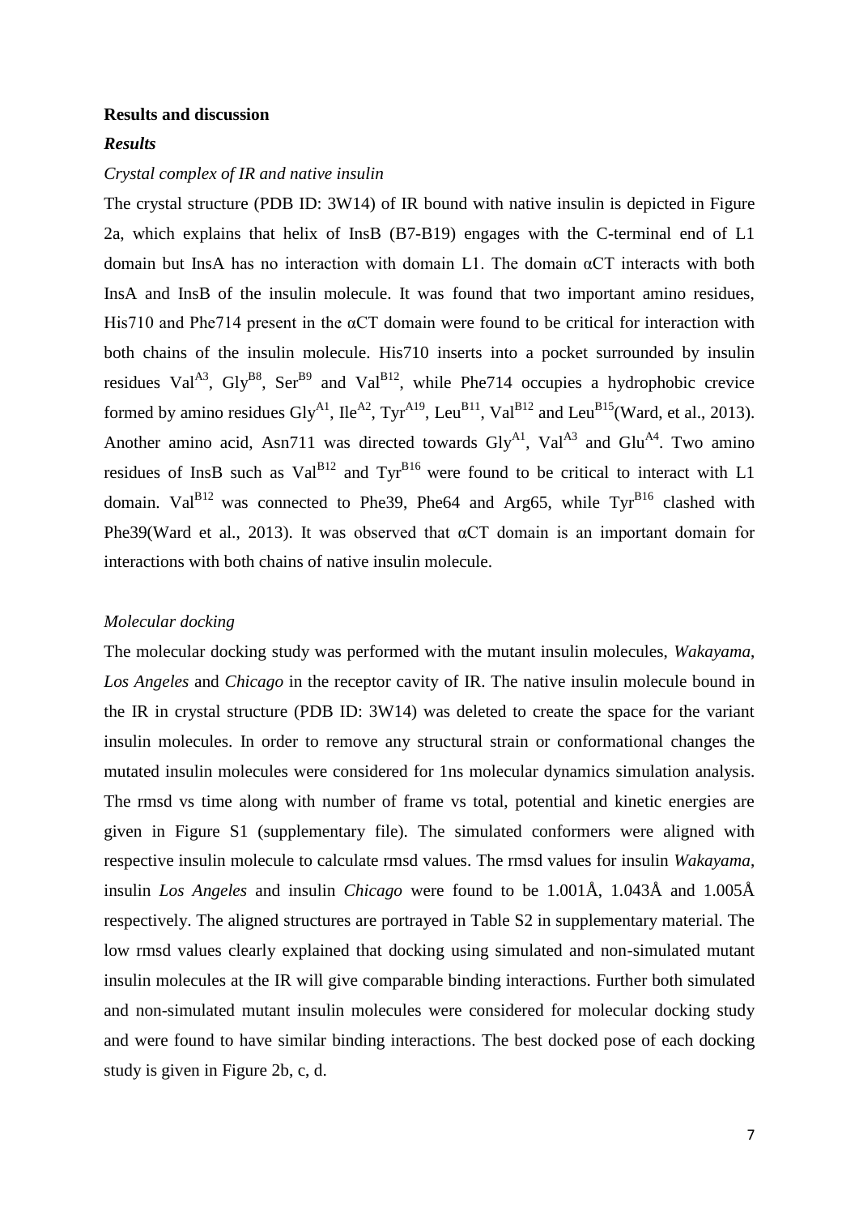**Results and discussion**

***Results***

*Crystal complex of IR and native insulin*

The crystal structure (PDB ID: 3W14) of IR bound with native insulin is depicted in Figure 2a, which explains that helix of InsB (B7-B19) engages with the C-terminal end of L1 domain but InsA has no interaction with domain L1. The domain αCT interacts with both InsA and InsB of the insulin molecule. It was found that two important amino residues, His710 and Phe714 present in the αCT domain were found to be critical for interaction with both chains of the insulin molecule. His710 inserts into a pocket surrounded by insulin residues $Val^{A3}$, $Gly^{B8}$, $Ser^{B9}$ and $Val^{B12}$, while Phe714 occupies a hydrophobic crevice formed by amino residues $Gly^{A1}$, $Ile^{A2}$, $Tyr^{A19}$, $Leu^{B11}$, $Val^{B12}$ and $Leu^{B15}$(Ward, et al., 2013). Another amino acid, Asn711 was directed towards $Gly^{A1}$, $Val^{A3}$ and $Glu^{A4}$. Two amino residues of InsB such as $Val^{B12}$ and $Tyr^{B16}$ were found to be critical to interact with L1 domain. $Val^{B12}$ was connected to Phe39, Phe64 and Arg65, while $Tyr^{B16}$ clashed with Phe39(Ward et al., 2013). It was observed that αCT domain is an important domain for interactions with both chains of native insulin molecule.

*Molecular docking*

The molecular docking study was performed with the mutant insulin molecules, *Wakayama*, *Los Angeles* and *Chicago* in the receptor cavity of IR. The native insulin molecule bound in the IR in crystal structure (PDB ID: 3W14) was deleted to create the space for the variant insulin molecules. In order to remove any structural strain or conformational changes the mutated insulin molecules were considered for 1ns molecular dynamics simulation analysis. The rmsd vs time along with number of frame vs total, potential and kinetic energies are given in Figure S1 (supplementary file). The simulated conformers were aligned with respective insulin molecule to calculate rmsd values. The rmsd values for insulin *Wakayama*, insulin *Los Angeles* and insulin *Chicago* were found to be 1.001Å, 1.043Å and 1.005Å respectively. The aligned structures are portrayed in Table S2 in supplementary material. The low rmsd values clearly explained that docking using simulated and non-simulated mutant insulin molecules at the IR will give comparable binding interactions. Further both simulated and non-simulated mutant insulin molecules were considered for molecular docking study and were found to have similar binding interactions. The best docked pose of each docking study is given in Figure 2b, c, d.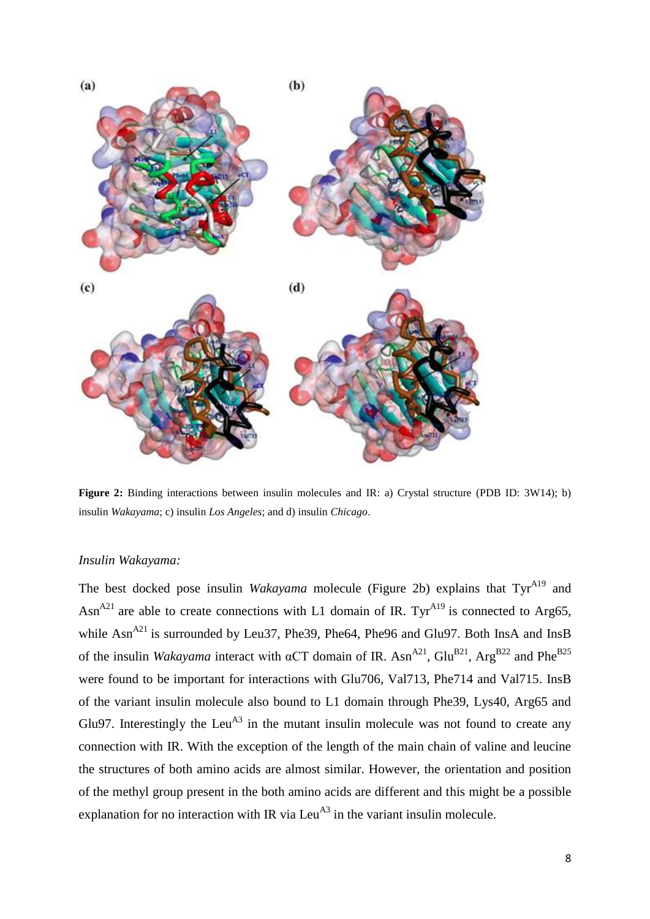**Figure 2:** Binding interactions between insulin molecules and IR: a) Crystal structure (PDB ID: 3W14); b) insulin *Wakayama*; c) insulin *Los Angeles*; and d) insulin *Chicago*.

*Insulin Wakayama:*

The best docked pose insulin *Wakayama* molecule (Figure 2b) explains that $Tyr^{A19}$ and $Asn^{A21}$ are able to create connections with L1 domain of IR. $Tyr^{A19}$ is connected to Arg65, while $Asn^{A21}$ is surrounded by Leu37, Phe39, Phe64, Phe96 and Glu97. Both InsA and InsB of the insulin *Wakayama* interact with αCT domain of IR. $Asn^{A21}$, $Glu^{B21}$, $Arg^{B22}$ and $Phe^{B25}$ were found to be important for interactions with Glu706, Val713, Phe714 and Val715. InsB of the variant insulin molecule also bound to L1 domain through Phe39, Lys40, Arg65 and Glu97. Interestingly the $Leu^{A3}$ in the mutant insulin molecule was not found to create any connection with IR. With the exception of the length of the main chain of valine and leucine the structures of both amino acids are almost similar. However, the orientation and position of the methyl group present in the both amino acids are different and this might be a possible explanation for no interaction with IR via $Leu^{A3}$ in the variant insulin molecule.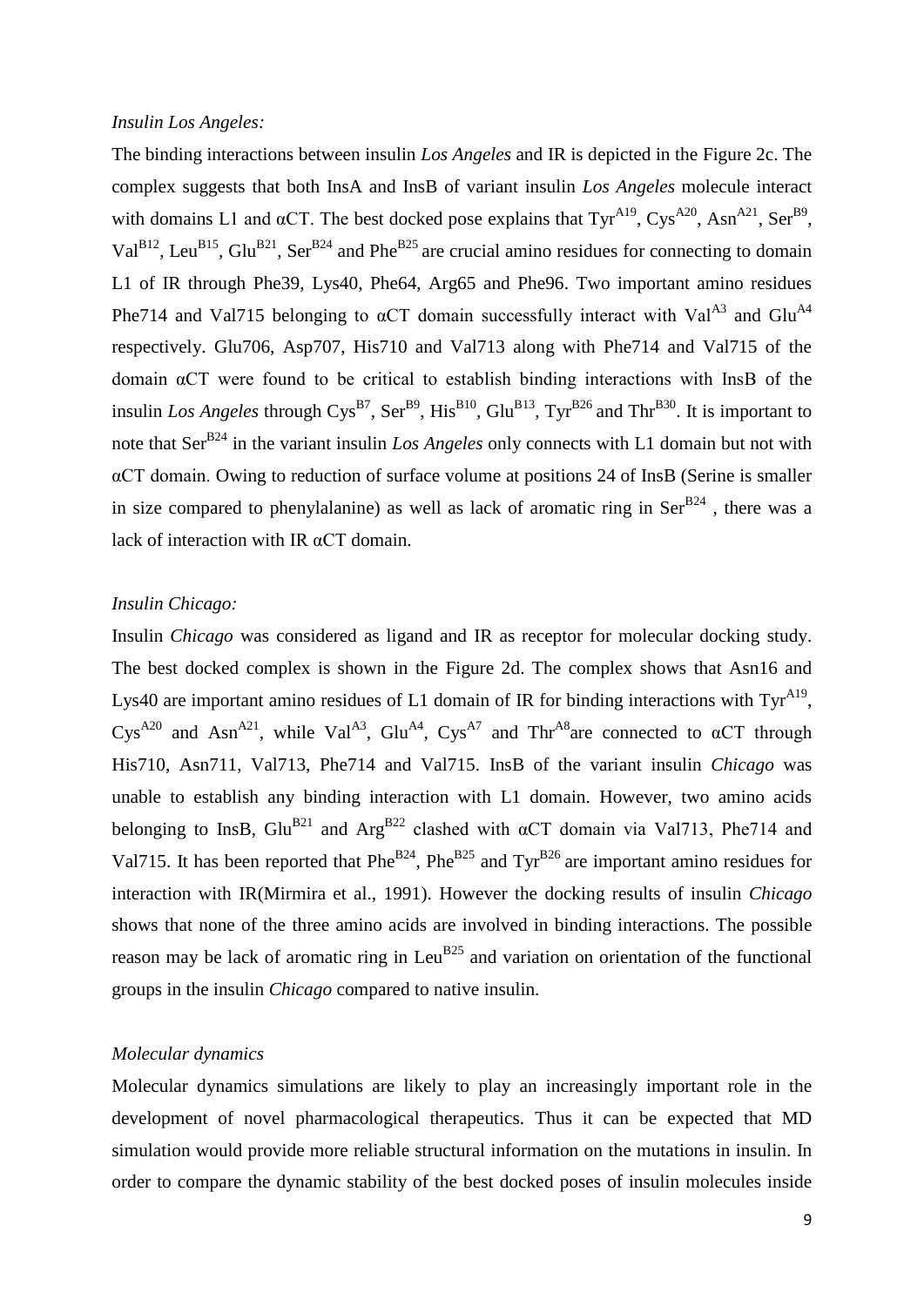*Insulin Los Angeles:*

The binding interactions between insulin *Los Angeles* and IR is depicted in the Figure 2c. The complex suggests that both InsA and InsB of variant insulin *Los Angeles* molecule interact with domains L1 and αCT. The best docked pose explains that $Tyr^{A19}$, $Cys^{A20}$, $Asn^{A21}$, $Ser^{B9}$, $Val^{B12}$, $Leu^{B15}$, $Glu^{B21}$, $Ser^{B24}$ and $Phe^{B25}$ are crucial amino residues for connecting to domain L1 of IR through Phe39, Lys40, Phe64, Arg65 and Phe96. Two important amino residues Phe714 and Val715 belonging to αCT domain successfully interact with $Val^{A3}$ and $Glu^{A4}$ respectively. Glu706, Asp707, His710 and Val713 along with Phe714 and Val715 of the domain αCT were found to be critical to establish binding interactions with InsB of the insulin *Los Angeles* through $Cys^{B7}$, $Ser^{B9}$, $His^{B10}$, $Glu^{B13}$, $Tyr^{B26}$ and $Thr^{B30}$. It is important to note that $Ser^{B24}$ in the variant insulin *Los Angeles* only connects with L1 domain but not with αCT domain. Owing to reduction of surface volume at positions 24 of InsB (Serine is smaller in size compared to phenylalanine) as well as lack of aromatic ring in $Ser^{B24}$ , there was a lack of interaction with IR αCT domain.

*Insulin Chicago:*

Insulin *Chicago* was considered as ligand and IR as receptor for molecular docking study. The best docked complex is shown in the Figure 2d. The complex shows that Asn16 and Lys40 are important amino residues of L1 domain of IR for binding interactions with $Tyr^{A19}$, $Cys^{A20}$ and $Asn^{A21}$, while $Val^{A3}$, $Glu^{A4}$, $Cys^{A7}$ and $Thr^{A8}$are connected to αCT through His710, Asn711, Val713, Phe714 and Val715. InsB of the variant insulin *Chicago* was unable to establish any binding interaction with L1 domain. However, two amino acids belonging to InsB, $Glu^{B21}$ and $Arg^{B22}$ clashed with αCT domain via Val713, Phe714 and Val715. It has been reported that $Phe^{B24}$, $Phe^{B25}$ and $Tyr^{B26}$ are important amino residues for interaction with IR(Mirmira et al., 1991). However the docking results of insulin *Chicago* shows that none of the three amino acids are involved in binding interactions. The possible reason may be lack of aromatic ring in $Leu^{B25}$ and variation on orientation of the functional groups in the insulin *Chicago* compared to native insulin.

*Molecular dynamics*

Molecular dynamics simulations are likely to play an increasingly important role in the development of novel pharmacological therapeutics. Thus it can be expected that MD simulation would provide more reliable structural information on the mutations in insulin. In order to compare the dynamic stability of the best docked poses of insulin molecules inside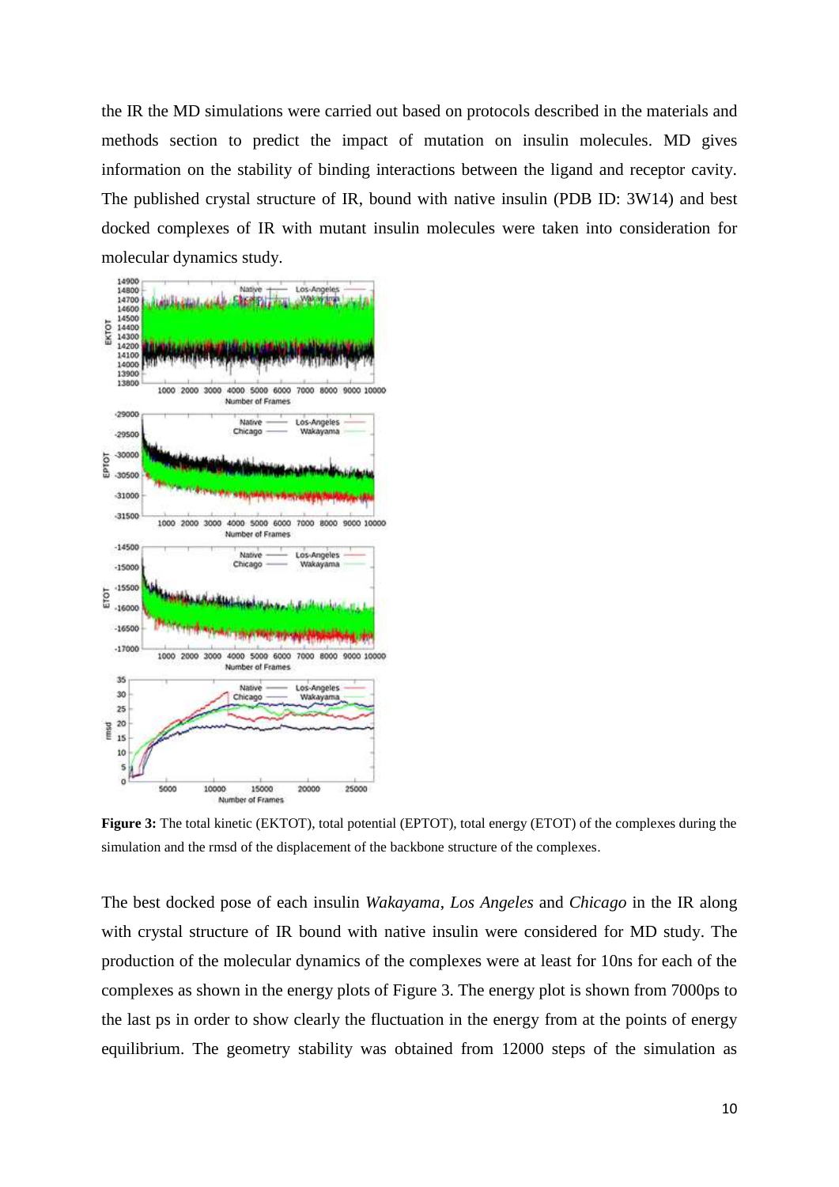the IR the MD simulations were carried out based on protocols described in the materials and methods section to predict the impact of mutation on insulin molecules. MD gives information on the stability of binding interactions between the ligand and receptor cavity. The published crystal structure of IR, bound with native insulin (PDB ID: 3W14) and best docked complexes of IR with mutant insulin molecules were taken into consideration for molecular dynamics study.

**Figure 3:** The total kinetic (EKTOT), total potential (EPTOT), total energy (ETOT) of the complexes during the simulation and the rmsd of the displacement of the backbone structure of the complexes.

The best docked pose of each insulin *Wakayama*, *Los Angeles* and *Chicago* in the IR along with crystal structure of IR bound with native insulin were considered for MD study. The production of the molecular dynamics of the complexes were at least for 10ns for each of the complexes as shown in the energy plots of Figure 3. The energy plot is shown from 7000ps to the last ps in order to show clearly the fluctuation in the energy from at the points of energy equilibrium. The geometry stability was obtained from 12000 steps of the simulation as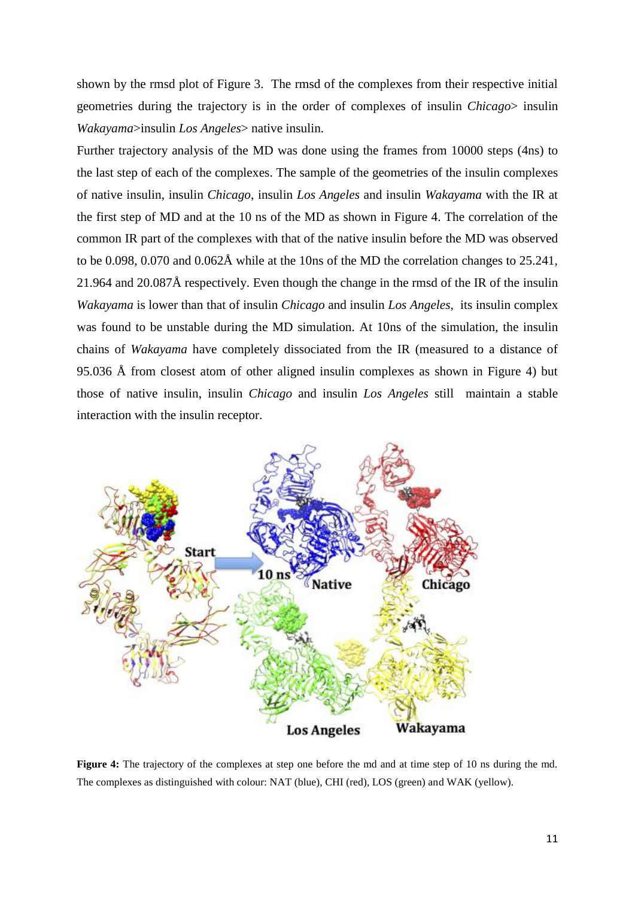shown by the rmsd plot of Figure 3. The rmsd of the complexes from their respective initial geometries during the trajectory is in the order of complexes of insulin *Chicago*> insulin *Wakayama*>insulin *Los Angeles*> native insulin.

Further trajectory analysis of the MD was done using the frames from 10000 steps (4ns) to the last step of each of the complexes. The sample of the geometries of the insulin complexes of native insulin, insulin *Chicago*, insulin *Los Angeles* and insulin *Wakayama* with the IR at the first step of MD and at the 10 ns of the MD as shown in Figure 4. The correlation of the common IR part of the complexes with that of the native insulin before the MD was observed to be 0.098, 0.070 and 0.062Å while at the 10ns of the MD the correlation changes to 25.241, 21.964 and 20.087Å respectively. Even though the change in the rmsd of the IR of the insulin *Wakayama* is lower than that of insulin *Chicago* and insulin *Los Angeles*, its insulin complex was found to be unstable during the MD simulation. At 10ns of the simulation, the insulin chains of *Wakayama* have completely dissociated from the IR (measured to a distance of 95.036 Å from closest atom of other aligned insulin complexes as shown in Figure 4) but those of native insulin, insulin *Chicago* and insulin *Los Angeles* still maintain a stable interaction with the insulin receptor.

**Figure 4:** The trajectory of the complexes at step one before the md and at time step of 10 ns during the md. The complexes as distinguished with colour: NAT (blue), CHI (red), LOS (green) and WAK (yellow).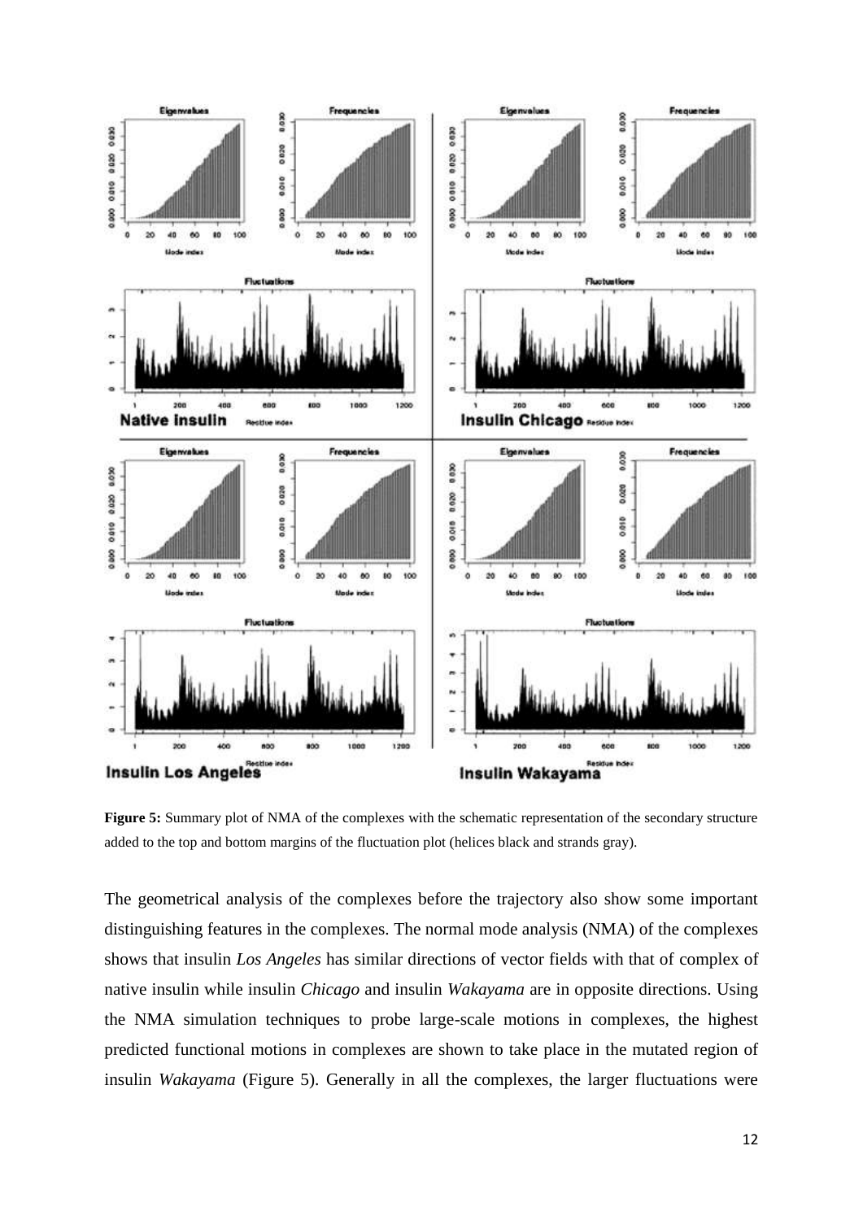**Figure 5:** Summary plot of NMA of the complexes with the schematic representation of the secondary structure added to the top and bottom margins of the fluctuation plot (helices black and strands gray).

The geometrical analysis of the complexes before the trajectory also show some important distinguishing features in the complexes. The normal mode analysis (NMA) of the complexes shows that insulin *Los Angeles* has similar directions of vector fields with that of complex of native insulin while insulin *Chicago* and insulin *Wakayama* are in opposite directions. Using the NMA simulation techniques to probe large-scale motions in complexes, the highest predicted functional motions in complexes are shown to take place in the mutated region of insulin *Wakayama* (Figure 5). Generally in all the complexes, the larger fluctuations were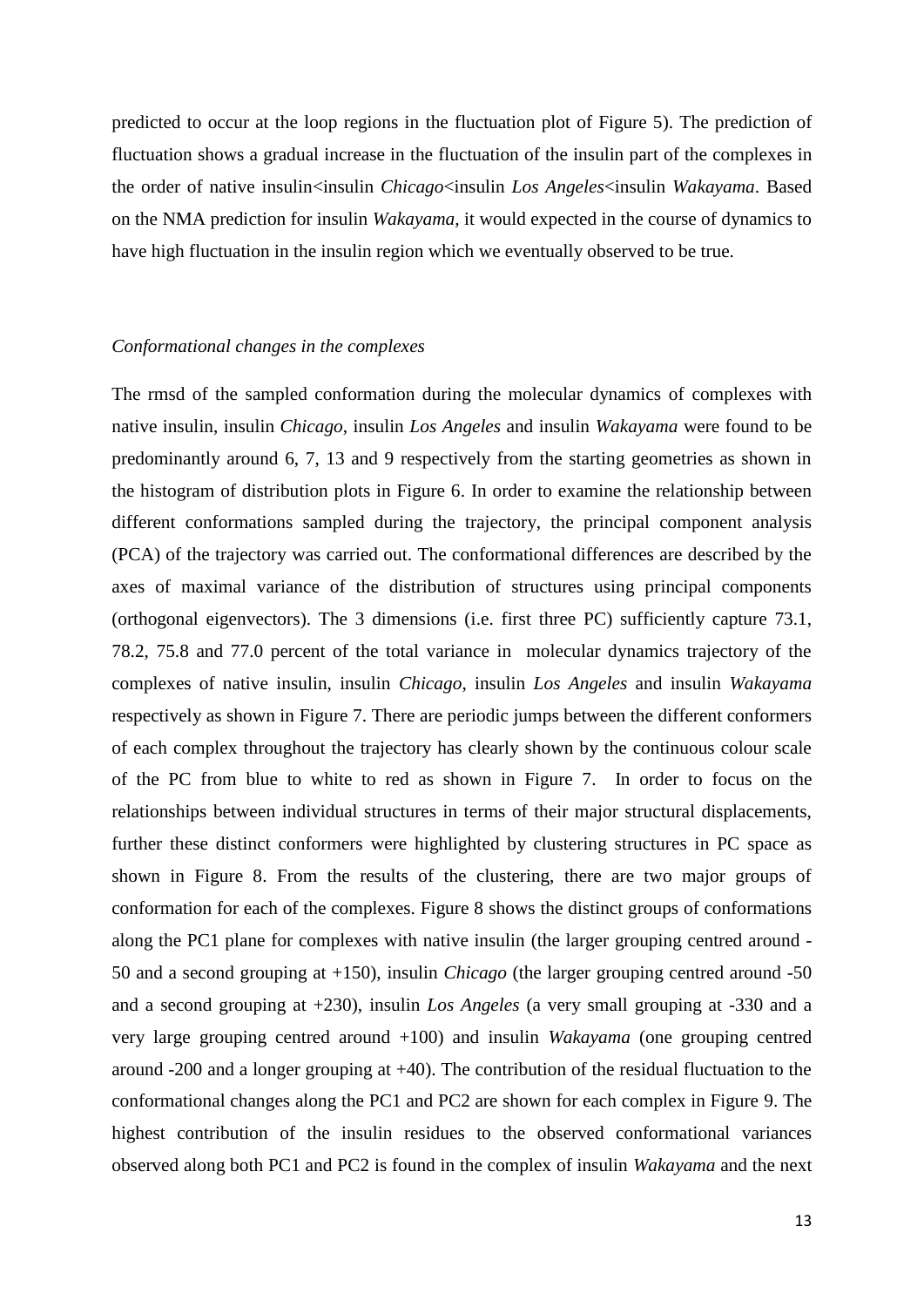predicted to occur at the loop regions in the fluctuation plot of Figure 5). The prediction of fluctuation shows a gradual increase in the fluctuation of the insulin part of the complexes in the order of native insulin<insulin *Chicago*<insulin *Los Angeles*<insulin *Wakayama*. Based on the NMA prediction for insulin *Wakayama*, it would expected in the course of dynamics to have high fluctuation in the insulin region which we eventually observed to be true.

*Conformational changes in the complexes*

The rmsd of the sampled conformation during the molecular dynamics of complexes with native insulin, insulin *Chicago*, insulin *Los Angeles* and insulin *Wakayama* were found to be predominantly around 6, 7, 13 and 9 respectively from the starting geometries as shown in the histogram of distribution plots in Figure 6. In order to examine the relationship between different conformations sampled during the trajectory, the principal component analysis (PCA) of the trajectory was carried out. The conformational differences are described by the axes of maximal variance of the distribution of structures using principal components (orthogonal eigenvectors). The 3 dimensions (i.e. first three PC) sufficiently capture 73.1, 78.2, 75.8 and 77.0 percent of the total variance in molecular dynamics trajectory of the complexes of native insulin, insulin *Chicago*, insulin *Los Angeles* and insulin *Wakayama* respectively as shown in Figure 7. There are periodic jumps between the different conformers of each complex throughout the trajectory has clearly shown by the continuous colour scale of the PC from blue to white to red as shown in Figure 7. In order to focus on the relationships between individual structures in terms of their major structural displacements, further these distinct conformers were highlighted by clustering structures in PC space as shown in Figure 8. From the results of the clustering, there are two major groups of conformation for each of the complexes. Figure 8 shows the distinct groups of conformations along the PC1 plane for complexes with native insulin (the larger grouping centred around -50 and a second grouping at +150), insulin *Chicago* (the larger grouping centred around -50 and a second grouping at +230), insulin *Los Angeles* (a very small grouping at -330 and a very large grouping centred around +100) and insulin *Wakayama* (one grouping centred around -200 and a longer grouping at +40). The contribution of the residual fluctuation to the conformational changes along the PC1 and PC2 are shown for each complex in Figure 9. The highest contribution of the insulin residues to the observed conformational variances observed along both PC1 and PC2 is found in the complex of insulin *Wakayama* and the next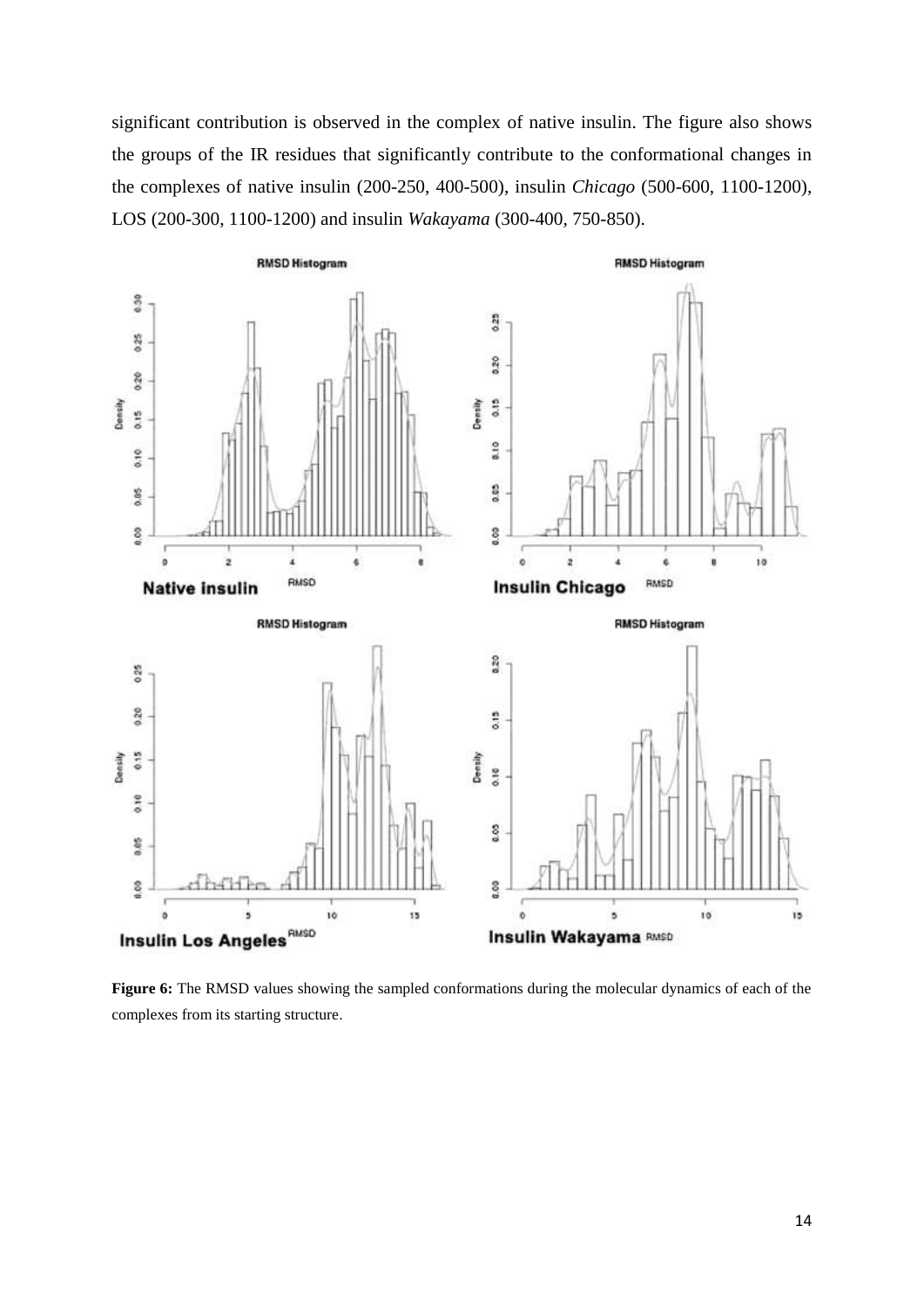significant contribution is observed in the complex of native insulin. The figure also shows the groups of the IR residues that significantly contribute to the conformational changes in the complexes of native insulin (200-250, 400-500), insulin *Chicago* (500-600, 1100-1200), LOS (200-300, 1100-1200) and insulin *Wakayama* (300-400, 750-850).

**Figure 6:** The RMSD values showing the sampled conformations during the molecular dynamics of each of the complexes from its starting structure.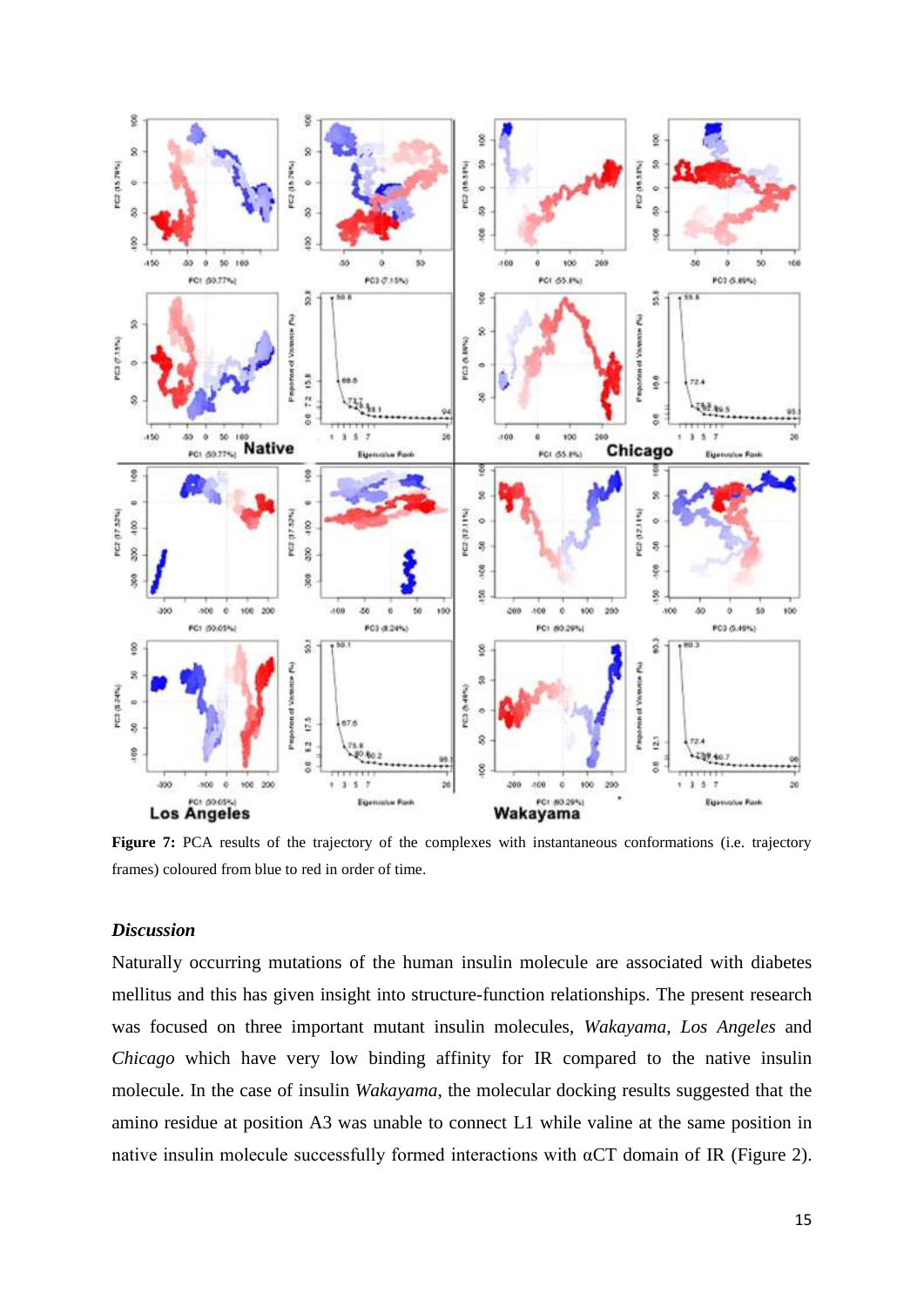**Figure 7:** PCA results of the trajectory of the complexes with instantaneous conformations (i.e. trajectory frames) coloured from blue to red in order of time.

### *Discussion*

Naturally occurring mutations of the human insulin molecule are associated with diabetes mellitus and this has given insight into structure-function relationships. The present research was focused on three important mutant insulin molecules, *Wakayama*, *Los Angeles* and *Chicago* which have very low binding affinity for IR compared to the native insulin molecule. In the case of insulin *Wakayama*, the molecular docking results suggested that the amino residue at position A3 was unable to connect L1 while valine at the same position in native insulin molecule successfully formed interactions with αCT domain of IR (Figure 2).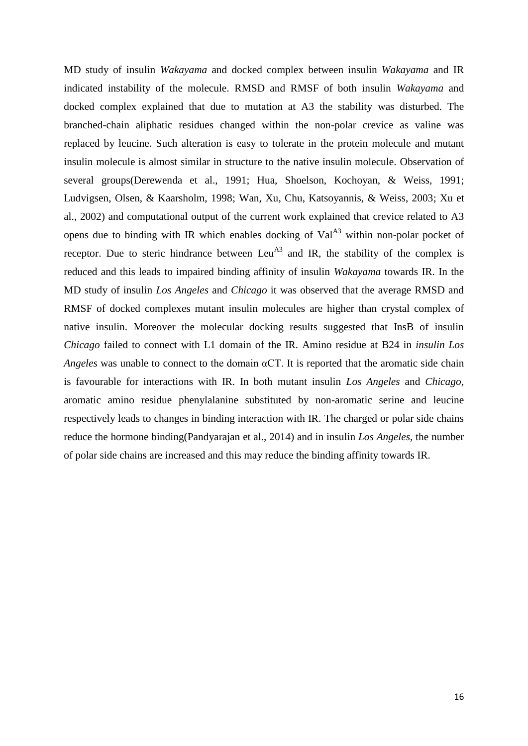MD study of insulin *Wakayama* and docked complex between insulin *Wakayama* and IR indicated instability of the molecule. RMSD and RMSF of both insulin *Wakayama* and docked complex explained that due to mutation at A3 the stability was disturbed. The branched-chain aliphatic residues changed within the non-polar crevice as valine was replaced by leucine. Such alteration is easy to tolerate in the protein molecule and mutant insulin molecule is almost similar in structure to the native insulin molecule. Observation of several groups(Derewenda et al., 1991; Hua, Shoelson, Kochoyan, & Weiss, 1991; Ludvigsen, Olsen, & Kaarsholm, 1998; Wan, Xu, Chu, Katsoyannis, & Weiss, 2003; Xu et al., 2002) and computational output of the current work explained that crevice related to A3 opens due to binding with IR which enables docking of $Val^{A3}$ within non-polar pocket of receptor. Due to steric hindrance between $Leu^{A3}$ and IR, the stability of the complex is reduced and this leads to impaired binding affinity of insulin *Wakayama* towards IR. In the MD study of insulin *Los Angeles* and *Chicago* it was observed that the average RMSD and RMSF of docked complexes mutant insulin molecules are higher than crystal complex of native insulin. Moreover the molecular docking results suggested that InsB of insulin *Chicago* failed to connect with L1 domain of the IR. Amino residue at B24 in *insulin Los Angeles* was unable to connect to the domain αCT. It is reported that the aromatic side chain is favourable for interactions with IR. In both mutant insulin *Los Angeles* and *Chicago*, aromatic amino residue phenylalanine substituted by non-aromatic serine and leucine respectively leads to changes in binding interaction with IR. The charged or polar side chains reduce the hormone binding(Pandyarajan et al., 2014) and in insulin *Los Angeles*, the number of polar side chains are increased and this may reduce the binding affinity towards IR.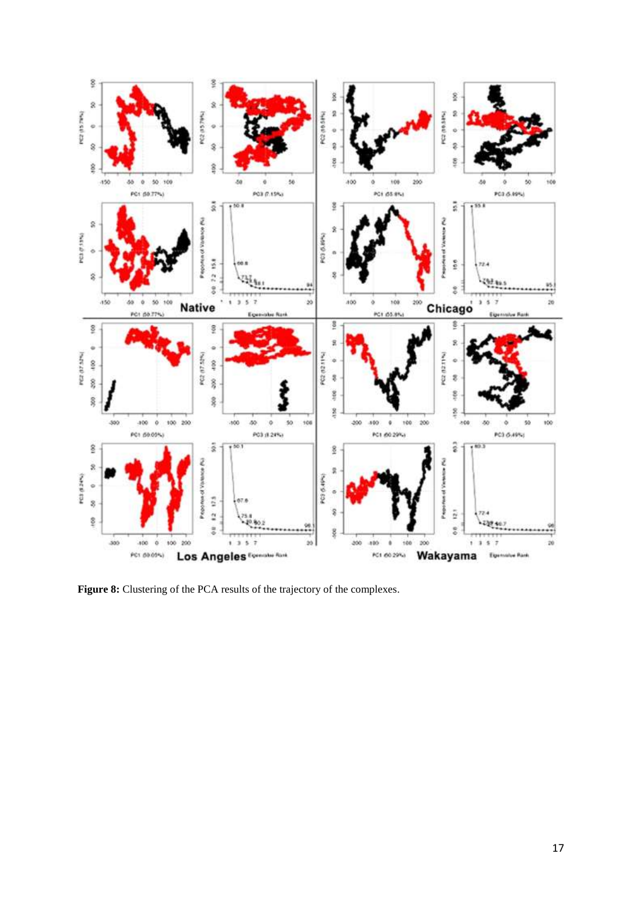**Figure 8:** Clustering of the PCA results of the trajectory of the complexes.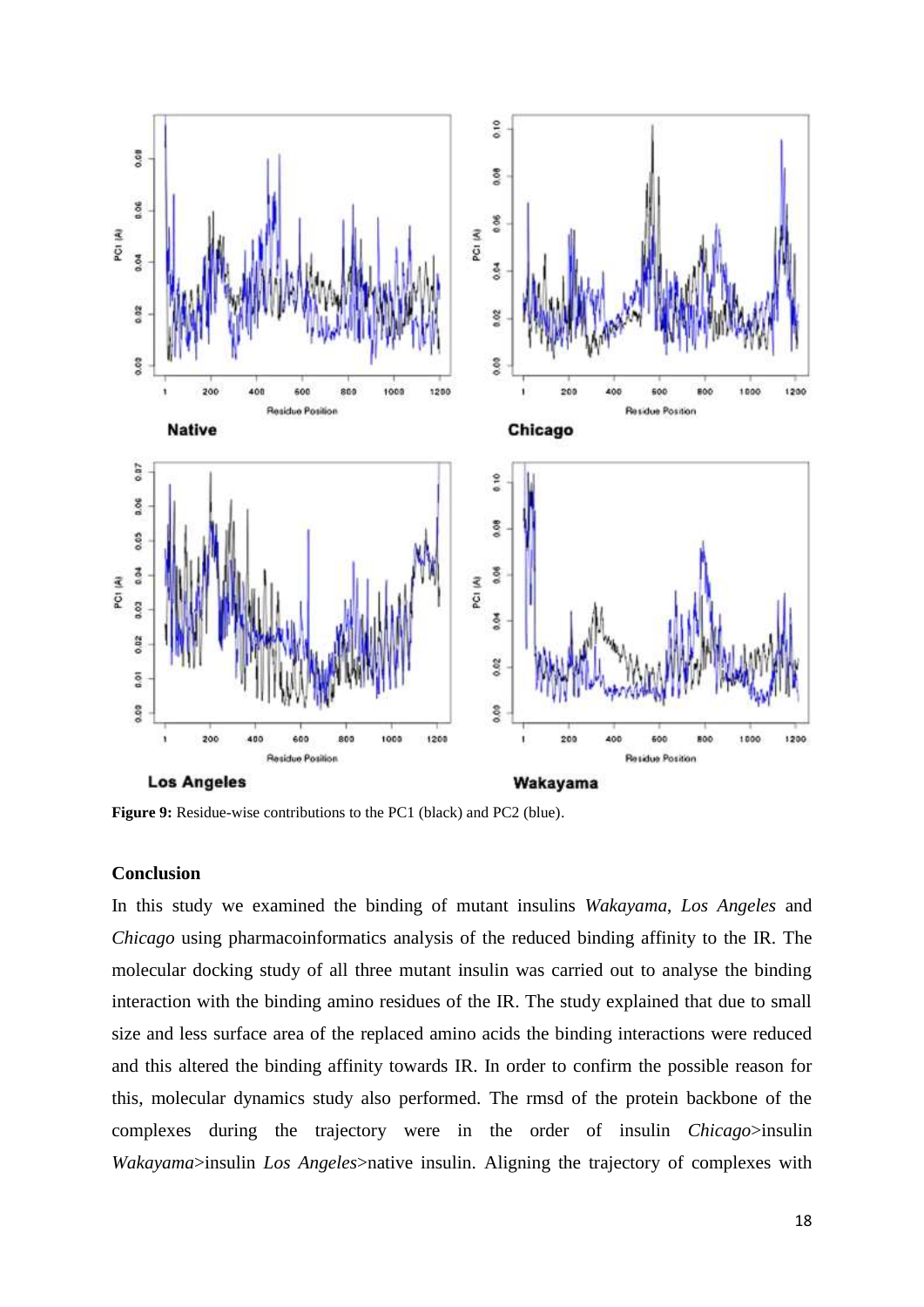**Figure 9:** Residue-wise contributions to the PC1 (black) and PC2 (blue).

## Conclusion

In this study we examined the binding of mutant insulins *Wakayama*, *Los Angeles* and *Chicago* using pharmacoinformatics analysis of the reduced binding affinity to the IR. The molecular docking study of all three mutant insulin was carried out to analyse the binding interaction with the binding amino residues of the IR. The study explained that due to small size and less surface area of the replaced amino acids the binding interactions were reduced and this altered the binding affinity towards IR. In order to confirm the possible reason for this, molecular dynamics study also performed. The rmsd of the protein backbone of the complexes during the trajectory were in the order of insulin *Chicago*>insulin *Wakayama*>insulin *Los Angeles*>native insulin. Aligning the trajectory of complexes with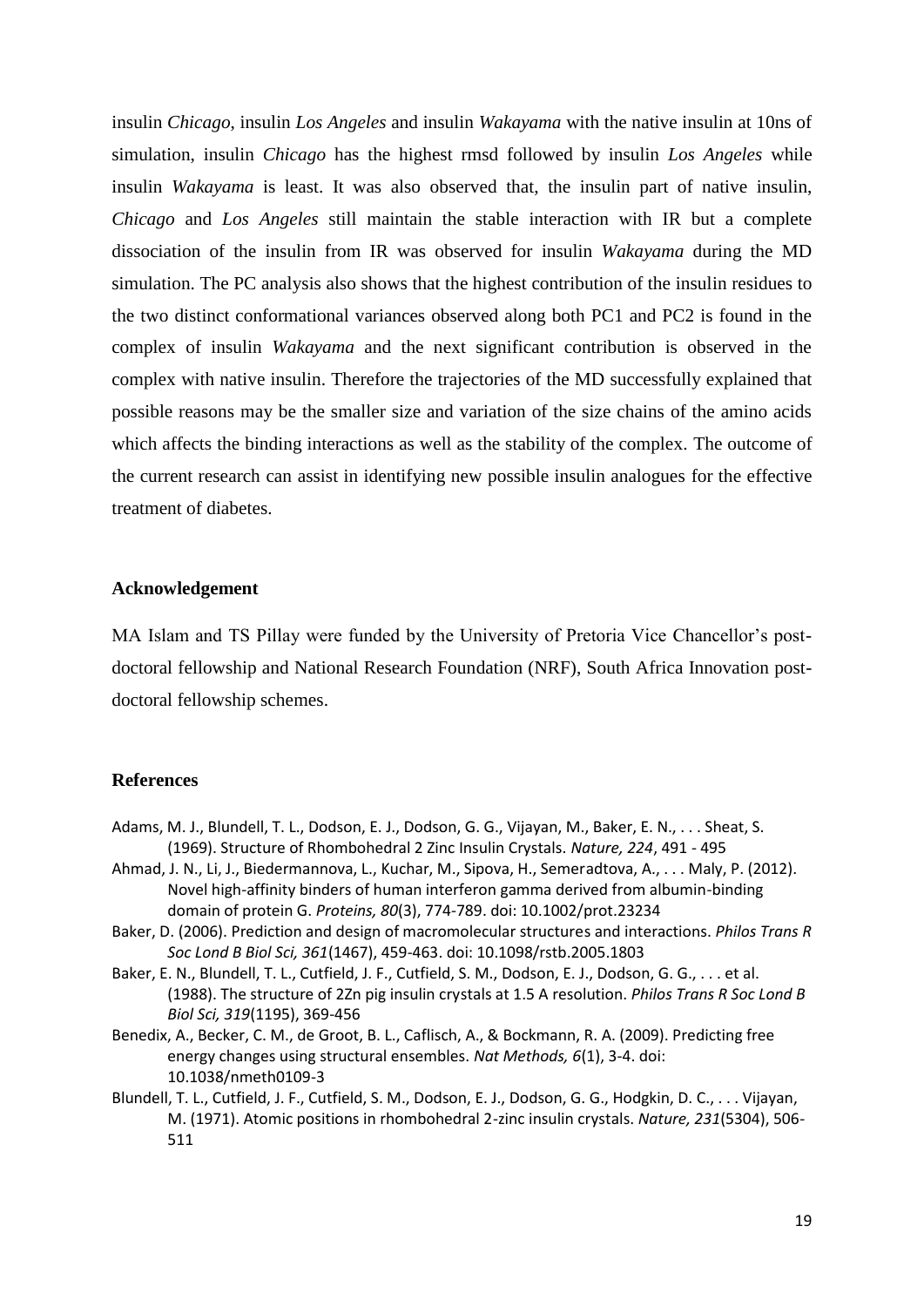insulin *Chicago*, insulin *Los Angeles* and insulin *Wakayama* with the native insulin at 10ns of simulation, insulin *Chicago* has the highest rmsd followed by insulin *Los Angeles* while insulin *Wakayama* is least. It was also observed that, the insulin part of native insulin, *Chicago* and *Los Angeles* still maintain the stable interaction with IR but a complete dissociation of the insulin from IR was observed for insulin *Wakayama* during the MD simulation. The PC analysis also shows that the highest contribution of the insulin residues to the two distinct conformational variances observed along both PC1 and PC2 is found in the complex of insulin *Wakayama* and the next significant contribution is observed in the complex with native insulin. Therefore the trajectories of the MD successfully explained that possible reasons may be the smaller size and variation of the size chains of the amino acids which affects the binding interactions as well as the stability of the complex. The outcome of the current research can assist in identifying new possible insulin analogues for the effective treatment of diabetes.

## Acknowledgement

MA Islam and TS Pillay were funded by the University of Pretoria Vice Chancellor's post-doctoral fellowship and National Research Foundation (NRF), South Africa Innovation post-doctoral fellowship schemes.

## References

Adams, M. J., Blundell, T. L., Dodson, E. J., Dodson, G. G., Vijayan, M., Baker, E. N., . . . Sheat, S. (1969). Structure of Rhombohedral 2 Zinc Insulin Crystals. *Nature, 224*, 491 - 495

Ahmad, J. N., Li, J., Biedermannova, L., Kuchar, M., Sipova, H., Semeradtova, A., . . . Maly, P. (2012). Novel high-affinity binders of human interferon gamma derived from albumin-binding domain of protein G. *Proteins, 80*(3), 774-789. doi: 10.1002/prot.23234

Baker, D. (2006). Prediction and design of macromolecular structures and interactions. *Philos Trans R Soc Lond B Biol Sci, 361*(1467), 459-463. doi: 10.1098/rstb.2005.1803

Baker, E. N., Blundell, T. L., Cutfield, J. F., Cutfield, S. M., Dodson, E. J., Dodson, G. G., . . . et al. (1988). The structure of 2Zn pig insulin crystals at 1.5 A resolution. *Philos Trans R Soc Lond B Biol Sci, 319*(1195), 369-456

Benedix, A., Becker, C. M., de Groot, B. L., Caflisch, A., & Bockmann, R. A. (2009). Predicting free energy changes using structural ensembles. *Nat Methods, 6*(1), 3-4. doi: 10.1038/nmeth0109-3

Blundell, T. L., Cutfield, J. F., Cutfield, S. M., Dodson, E. J., Dodson, G. G., Hodgkin, D. C., . . . Vijayan, M. (1971). Atomic positions in rhombohedral 2-zinc insulin crystals. *Nature, 231*(5304), 506-511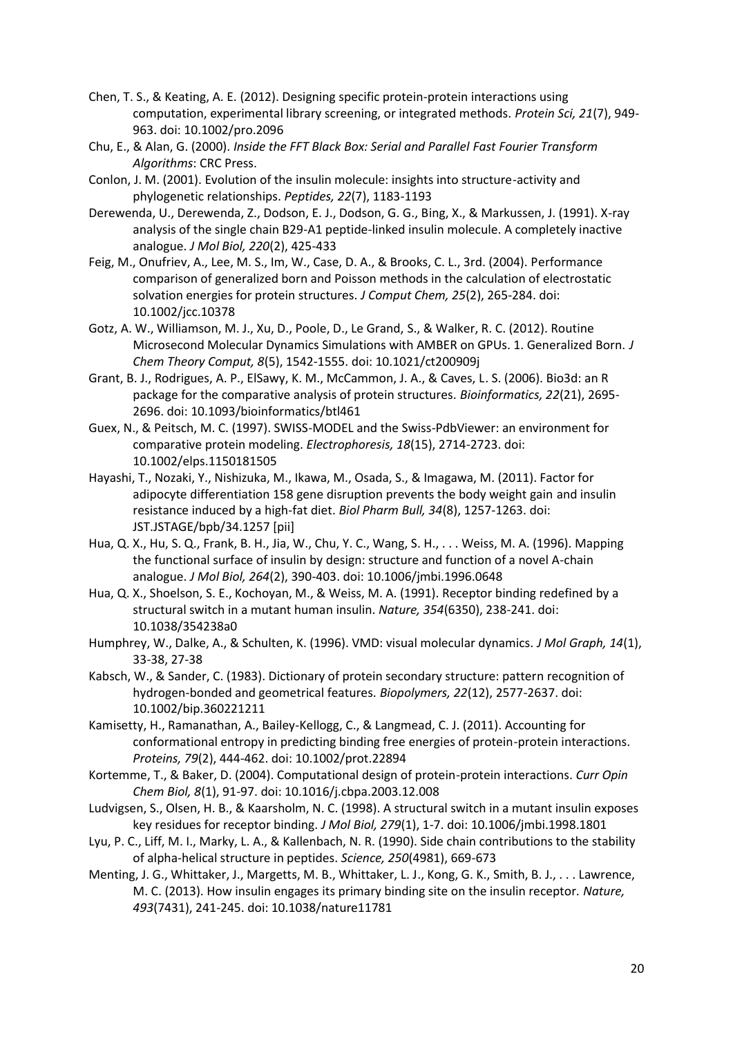Chen, T. S., & Keating, A. E. (2012). Designing specific protein-protein interactions using computation, experimental library screening, or integrated methods. *Protein Sci, 21*(7), 949-963. doi: 10.1002/pro.2096

Chu, E., & Alan, G. (2000). *Inside the FFT Black Box: Serial and Parallel Fast Fourier Transform Algorithms*: CRC Press.

Conlon, J. M. (2001). Evolution of the insulin molecule: insights into structure-activity and phylogenetic relationships. *Peptides, 22*(7), 1183-1193

Derewenda, U., Derewenda, Z., Dodson, E. J., Dodson, G. G., Bing, X., & Markussen, J. (1991). X-ray analysis of the single chain B29-A1 peptide-linked insulin molecule. A completely inactive analogue. *J Mol Biol, 220*(2), 425-433

Feig, M., Onufriev, A., Lee, M. S., Im, W., Case, D. A., & Brooks, C. L., 3rd. (2004). Performance comparison of generalized born and Poisson methods in the calculation of electrostatic solvation energies for protein structures. *J Comput Chem, 25*(2), 265-284. doi: 10.1002/jcc.10378

Gotz, A. W., Williamson, M. J., Xu, D., Poole, D., Le Grand, S., & Walker, R. C. (2012). Routine Microsecond Molecular Dynamics Simulations with AMBER on GPUs. 1. Generalized Born. *J Chem Theory Comput, 8*(5), 1542-1555. doi: 10.1021/ct200909j

Grant, B. J., Rodrigues, A. P., ElSawy, K. M., McCammon, J. A., & Caves, L. S. (2006). Bio3d: an R package for the comparative analysis of protein structures. *Bioinformatics, 22*(21), 2695-2696. doi: 10.1093/bioinformatics/btl461

Guex, N., & Peitsch, M. C. (1997). SWISS-MODEL and the Swiss-PdbViewer: an environment for comparative protein modeling. *Electrophoresis, 18*(15), 2714-2723. doi: 10.1002/elps.1150181505

Hayashi, T., Nozaki, Y., Nishizuka, M., Ikawa, M., Osada, S., & Imagawa, M. (2011). Factor for adipocyte differentiation 158 gene disruption prevents the body weight gain and insulin resistance induced by a high-fat diet. *Biol Pharm Bull, 34*(8), 1257-1263. doi: JST.JSTAGE/bpb/34.1257 [pii]

Hua, Q. X., Hu, S. Q., Frank, B. H., Jia, W., Chu, Y. C., Wang, S. H., . . . Weiss, M. A. (1996). Mapping the functional surface of insulin by design: structure and function of a novel A-chain analogue. *J Mol Biol, 264*(2), 390-403. doi: 10.1006/jmbi.1996.0648

Hua, Q. X., Shoelson, S. E., Kochoyan, M., & Weiss, M. A. (1991). Receptor binding redefined by a structural switch in a mutant human insulin. *Nature, 354*(6350), 238-241. doi: 10.1038/354238a0

Humphrey, W., Dalke, A., & Schulten, K. (1996). VMD: visual molecular dynamics. *J Mol Graph, 14*(1), 33-38, 27-38

Kabsch, W., & Sander, C. (1983). Dictionary of protein secondary structure: pattern recognition of hydrogen-bonded and geometrical features. *Biopolymers, 22*(12), 2577-2637. doi: 10.1002/bip.360221211

Kamisetty, H., Ramanathan, A., Bailey-Kellogg, C., & Langmead, C. J. (2011). Accounting for conformational entropy in predicting binding free energies of protein-protein interactions. *Proteins, 79*(2), 444-462. doi: 10.1002/prot.22894

Kortemme, T., & Baker, D. (2004). Computational design of protein-protein interactions. *Curr Opin Chem Biol, 8*(1), 91-97. doi: 10.1016/j.cbpa.2003.12.008

Ludvigsen, S., Olsen, H. B., & Kaarsholm, N. C. (1998). A structural switch in a mutant insulin exposes key residues for receptor binding. *J Mol Biol, 279*(1), 1-7. doi: 10.1006/jmbi.1998.1801

Lyu, P. C., Liff, M. I., Marky, L. A., & Kallenbach, N. R. (1990). Side chain contributions to the stability of alpha-helical structure in peptides. *Science, 250*(4981), 669-673

Menting, J. G., Whittaker, J., Margetts, M. B., Whittaker, L. J., Kong, G. K., Smith, B. J., . . . Lawrence, M. C. (2013). How insulin engages its primary binding site on the insulin receptor. *Nature, 493*(7431), 241-245. doi: 10.1038/nature11781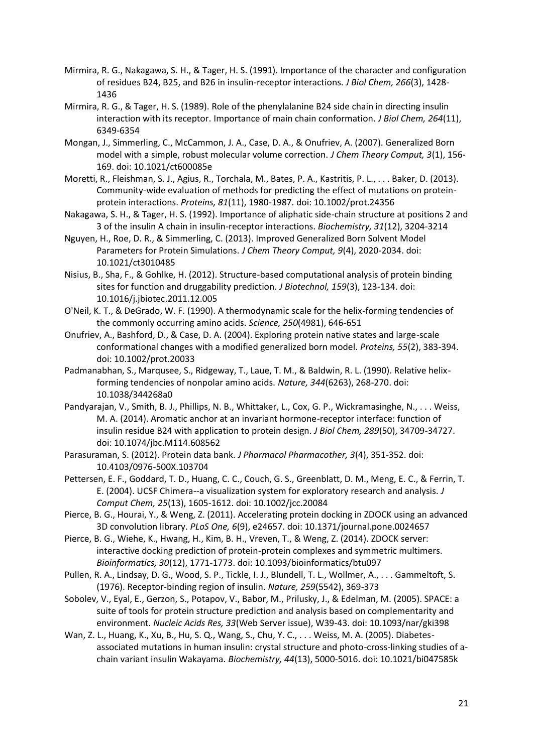Mirmira, R. G., Nakagawa, S. H., & Tager, H. S. (1991). Importance of the character and configuration of residues B24, B25, and B26 in insulin-receptor interactions. *J Biol Chem, 266*(3), 1428-1436

Mirmira, R. G., & Tager, H. S. (1989). Role of the phenylalanine B24 side chain in directing insulin interaction with its receptor. Importance of main chain conformation. *J Biol Chem, 264*(11), 6349-6354

Mongan, J., Simmerling, C., McCammon, J. A., Case, D. A., & Onufriev, A. (2007). Generalized Born model with a simple, robust molecular volume correction. *J Chem Theory Comput, 3*(1), 156-169. doi: 10.1021/ct600085e

Moretti, R., Fleishman, S. J., Agius, R., Torchala, M., Bates, P. A., Kastritis, P. L., . . . Baker, D. (2013). Community-wide evaluation of methods for predicting the effect of mutations on protein-protein interactions. *Proteins, 81*(11), 1980-1987. doi: 10.1002/prot.24356

Nakagawa, S. H., & Tager, H. S. (1992). Importance of aliphatic side-chain structure at positions 2 and 3 of the insulin A chain in insulin-receptor interactions. *Biochemistry, 31*(12), 3204-3214

Nguyen, H., Roe, D. R., & Simmerling, C. (2013). Improved Generalized Born Solvent Model Parameters for Protein Simulations. *J Chem Theory Comput, 9*(4), 2020-2034. doi: 10.1021/ct3010485

Nisius, B., Sha, F., & Gohlke, H. (2012). Structure-based computational analysis of protein binding sites for function and druggability prediction. *J Biotechnol, 159*(3), 123-134. doi: 10.1016/j.jbiotec.2011.12.005

O'Neil, K. T., & DeGrado, W. F. (1990). A thermodynamic scale for the helix-forming tendencies of the commonly occurring amino acids. *Science, 250*(4981), 646-651

Onufriev, A., Bashford, D., & Case, D. A. (2004). Exploring protein native states and large-scale conformational changes with a modified generalized born model. *Proteins, 55*(2), 383-394. doi: 10.1002/prot.20033

Padmanabhan, S., Marqusee, S., Ridgeway, T., Laue, T. M., & Baldwin, R. L. (1990). Relative helix-forming tendencies of nonpolar amino acids. *Nature, 344*(6263), 268-270. doi: 10.1038/344268a0

Pandyarajan, V., Smith, B. J., Phillips, N. B., Whittaker, L., Cox, G. P., Wickramasinghe, N., . . . Weiss, M. A. (2014). Aromatic anchor at an invariant hormone-receptor interface: function of insulin residue B24 with application to protein design. *J Biol Chem, 289*(50), 34709-34727. doi: 10.1074/jbc.M114.608562

Parasuraman, S. (2012). Protein data bank. *J Pharmacol Pharmacother, 3*(4), 351-352. doi: 10.4103/0976-500X.103704

Pettersen, E. F., Goddard, T. D., Huang, C. C., Couch, G. S., Greenblatt, D. M., Meng, E. C., & Ferrin, T. E. (2004). UCSF Chimera--a visualization system for exploratory research and analysis. *J Comput Chem, 25*(13), 1605-1612. doi: 10.1002/jcc.20084

Pierce, B. G., Hourai, Y., & Weng, Z. (2011). Accelerating protein docking in ZDOCK using an advanced 3D convolution library. *PLoS One, 6*(9), e24657. doi: 10.1371/journal.pone.0024657

Pierce, B. G., Wiehe, K., Hwang, H., Kim, B. H., Vreven, T., & Weng, Z. (2014). ZDOCK server: interactive docking prediction of protein-protein complexes and symmetric multimers. *Bioinformatics, 30*(12), 1771-1773. doi: 10.1093/bioinformatics/btu097

Pullen, R. A., Lindsay, D. G., Wood, S. P., Tickle, I. J., Blundell, T. L., Wollmer, A., . . . Gammeltoft, S. (1976). Receptor-binding region of insulin. *Nature, 259*(5542), 369-373

Sobolev, V., Eyal, E., Gerzon, S., Potapov, V., Babor, M., Prilusky, J., & Edelman, M. (2005). SPACE: a suite of tools for protein structure prediction and analysis based on complementarity and environment. *Nucleic Acids Res, 33*(Web Server issue), W39-43. doi: 10.1093/nar/gki398

Wan, Z. L., Huang, K., Xu, B., Hu, S. Q., Wang, S., Chu, Y. C., . . . Weiss, M. A. (2005). Diabetes-associated mutations in human insulin: crystal structure and photo-cross-linking studies of a-chain variant insulin Wakayama. *Biochemistry, 44*(13), 5000-5016. doi: 10.1021/bi047585k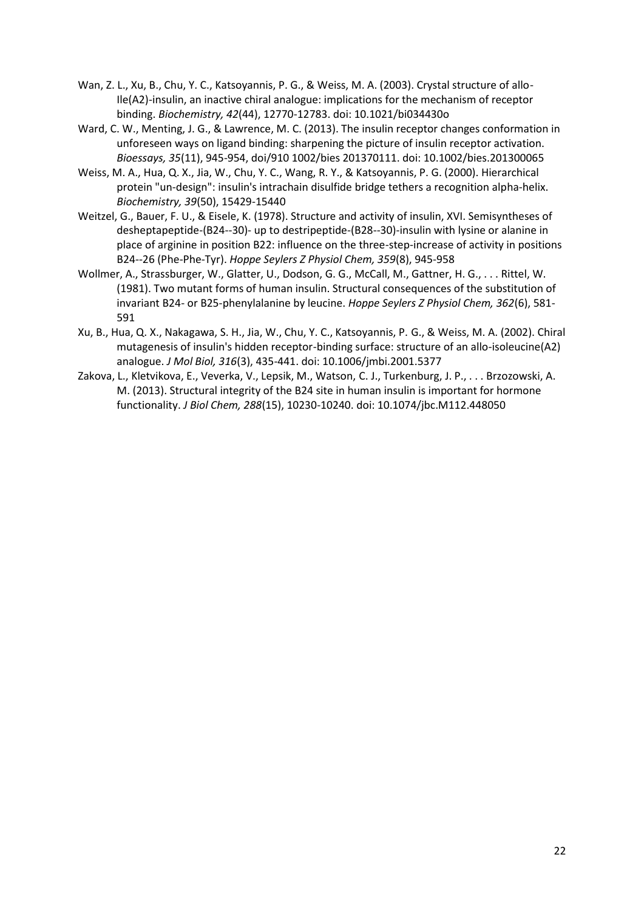Wan, Z. L., Xu, B., Chu, Y. C., Katsoyannis, P. G., & Weiss, M. A. (2003). Crystal structure of allo-Ile(A2)-insulin, an inactive chiral analogue: implications for the mechanism of receptor binding. *Biochemistry, 42*(44), 12770-12783. doi: 10.1021/bi034430o

Ward, C. W., Menting, J. G., & Lawrence, M. C. (2013). The insulin receptor changes conformation in unforeseen ways on ligand binding: sharpening the picture of insulin receptor activation. *Bioessays, 35*(11), 945-954, doi/910 1002/bies 201370111. doi: 10.1002/bies.201300065

Weiss, M. A., Hua, Q. X., Jia, W., Chu, Y. C., Wang, R. Y., & Katsoyannis, P. G. (2000). Hierarchical protein "un-design": insulin's intrachain disulfide bridge tethers a recognition alpha-helix. *Biochemistry, 39*(50), 15429-15440

Weitzel, G., Bauer, F. U., & Eisele, K. (1978). Structure and activity of insulin, XVI. Semisyntheses of desheptapeptide-(B24--30)- up to destripeptide-(B28--30)-insulin with lysine or alanine in place of arginine in position B22: influence on the three-step-increase of activity in positions B24--26 (Phe-Phe-Tyr). *Hoppe Seylers Z Physiol Chem, 359*(8), 945-958

Wollmer, A., Strassburger, W., Glatter, U., Dodson, G. G., McCall, M., Gattner, H. G., . . . Rittel, W. (1981). Two mutant forms of human insulin. Structural consequences of the substitution of invariant B24- or B25-phenylalanine by leucine. *Hoppe Seylers Z Physiol Chem, 362*(6), 581-591

Xu, B., Hua, Q. X., Nakagawa, S. H., Jia, W., Chu, Y. C., Katsoyannis, P. G., & Weiss, M. A. (2002). Chiral mutagenesis of insulin's hidden receptor-binding surface: structure of an allo-isoleucine(A2) analogue. *J Mol Biol, 316*(3), 435-441. doi: 10.1006/jmbi.2001.5377

Zakova, L., Kletvikova, E., Veverka, V., Lepsik, M., Watson, C. J., Turkenburg, J. P., . . . Brzozowski, A. M. (2013). Structural integrity of the B24 site in human insulin is important for hormone functionality. *J Biol Chem, 288*(15), 10230-10240. doi: 10.1074/jbc.M112.448050